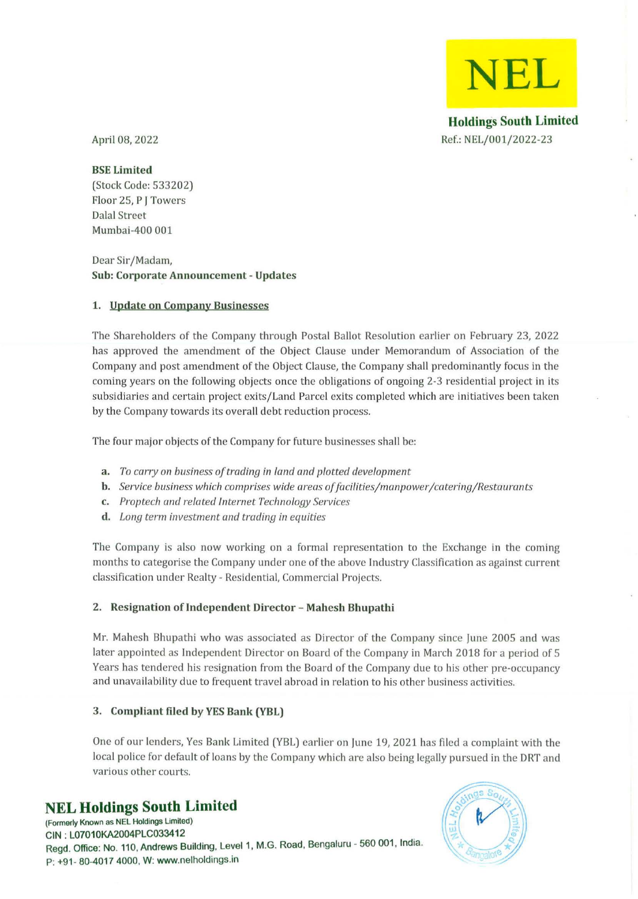NEL

**Holdings South Limited**

April 08, 2022

Ref.: NEL/001/2022-23

**BSE Limited**
(Stock Code: 533202)
Floor 25, P J Towers
Dalal Street
Mumbai-400 001

Dear Sir/Madam,

**Sub: Corporate Announcement - Updates**

### 1. Update on Company Businesses

The Shareholders of the Company through Postal Ballot Resolution earlier on February 23, 2022 has approved the amendment of the Object Clause under Memorandum of Association of the Company and post amendment of the Object Clause, the Company shall predominantly focus in the coming years on the following objects once the obligations of ongoing 2-3 residential project in its subsidiaries and certain project exits/Land Parcel exits completed which are initiatives been taken by the Company towards its overall debt reduction process.

The four major objects of the Company for future businesses shall be:

- **a.** *To carry on business of trading in land and plotted development*
- **b.** *Service business which comprises wide areas of facilities/manpower/catering/Restaurants*
- **c.** *Proptech and related Internet Technology Services*
- **d.** *Long term investment and trading in equities*

The Company is also now working on a formal representation to the Exchange in the coming months to categorise the Company under one of the above Industry Classification as against current classification under Realty - Residential, Commercial Projects.

### 2. Resignation of Independent Director – Mahesh Bhupathi

Mr. Mahesh Bhupathi who was associated as Director of the Company since June 2005 and was later appointed as Independent Director on Board of the Company in March 2018 for a period of 5 Years has tendered his resignation from the Board of the Company due to his other pre-occupancy and unavailability due to frequent travel abroad in relation to his other business activities.

### 3. Compliant filed by YES Bank (YBL)

One of our lenders, Yes Bank Limited (YBL) earlier on June 19, 2021 has filed a complaint with the local police for default of loans by the Company which are also being legally pursued in the DRT and various other courts.

**NEL Holdings South Limited**
(Formerly Known as NEL Holdings Limited)
CIN : L07010KA2004PLC033412
Regd. Office: No. 110, Andrews Building, Level 1, M.G. Road, Bengaluru - 560 001, India.
P: +91- 80-4017 4000, W: www.nelholdings.in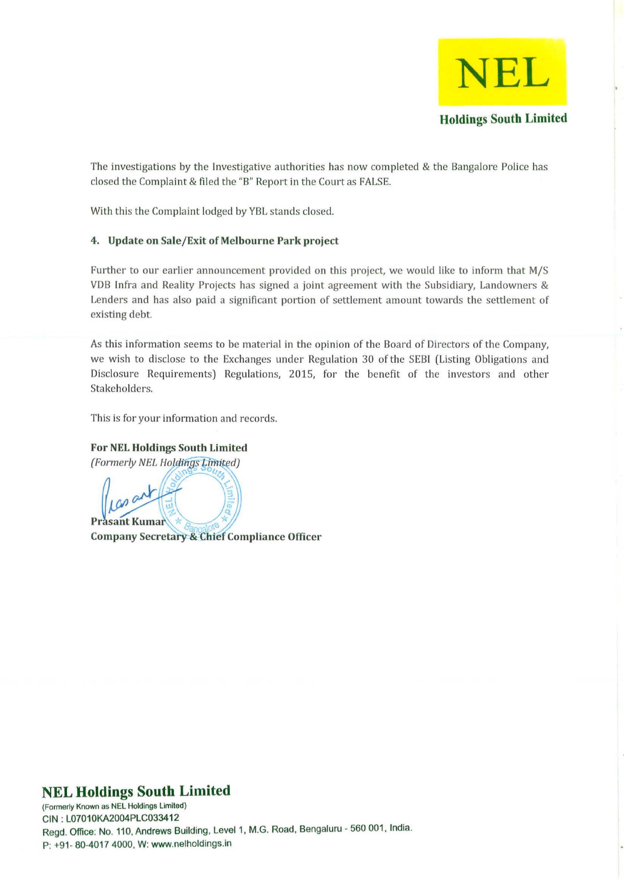The investigations by the Investigative authorities has now completed & the Bangalore Police has closed the Complaint & filed the "B" Report in the Court as FALSE.

With this the Complaint lodged by YBL stands closed.

**4. Update on Sale/Exit of Melbourne Park project**

Further to our earlier announcement provided on this project, we would like to inform that M/S VDB Infra and Reality Projects has signed a joint agreement with the Subsidiary, Landowners & Lenders and has also paid a significant portion of settlement amount towards the settlement of existing debt.

As this information seems to be material in the opinion of the Board of Directors of the Company, we wish to disclose to the Exchanges under Regulation 30 of the SEBI (Listing Obligations and Disclosure Requirements) Regulations, 2015, for the benefit of the investors and other Stakeholders.

This is for your information and records.

**For NEL Holdings South Limited**
*(Formerly NEL Holdings Limited)*

**Prasant Kumar**
**Company Secretary & Chief Compliance Officer**

**NEL Holdings South Limited**
(Formerly Known as NEL Holdings Limited)
CIN : L07010KA2004PLC033412
Regd. Office: No. 110, Andrews Building, Level 1, M.G. Road, Bengaluru - 560 001, India.
P: +91- 80-4017 4000, W: www.nelholdings.in